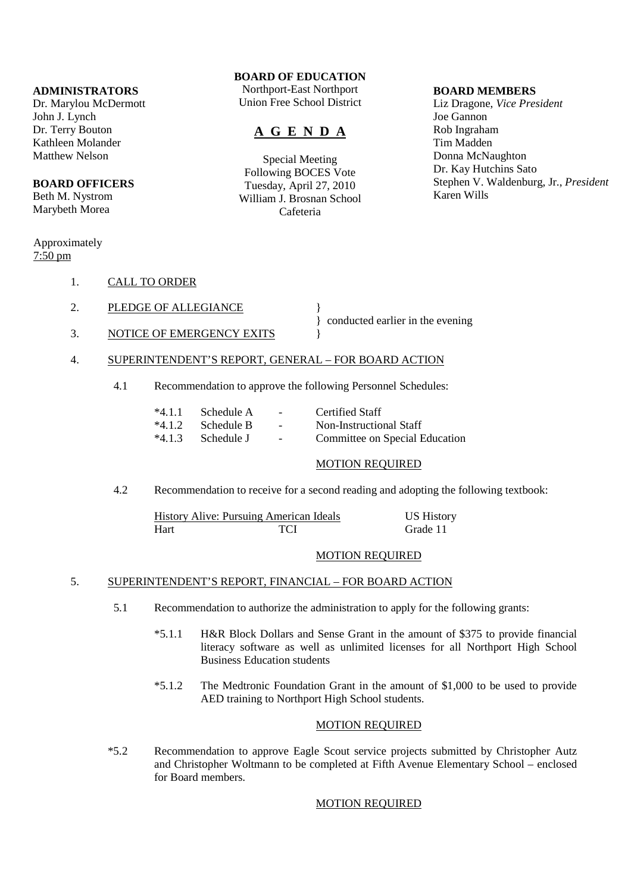**ADMINISTRATORS**
Dr. Marylou McDermott
John J. Lynch
Dr. Terry Bouton
Kathleen Molander
Matthew Nelson

**BOARD OFFICERS**
Beth M. Nystrom
Marybeth Morea

**BOARD OF EDUCATION**
Northport-East Northport
Union Free School District

# A G E N D A

Special Meeting
Following BOCES Vote
Tuesday, April 27, 2010
William J. Brosnan School
Cafeteria

**BOARD MEMBERS**
Liz Dragone, *Vice President*
Joe Gannon
Rob Ingraham
Tim Madden
Donna McNaughton
Dr. Kay Hutchins Sato
Stephen V. Waldenburg, Jr., *President*
Karen Wills

Approximately
7:50 pm

1. CALL TO ORDER

2. PLEDGE OF ALLEGIANCE } conducted earlier in the evening

3. NOTICE OF EMERGENCY EXITS }

4. SUPERINTENDENT'S REPORT, GENERAL – FOR BOARD ACTION

   4.1 Recommendation to approve the following Personnel Schedules:

   | | | | |
   |---|---|---|---|
   | *4.1.1 | Schedule A | - | Certified Staff |
   | *4.1.2 | Schedule B | - | Non-Instructional Staff |
   | *4.1.3 | Schedule J | - | Committee on Special Education |

   MOTION REQUIRED

   4.2 Recommendation to receive for a second reading and adopting the following textbook:

   | | | |
   |---|---|---|
   | History Alive: Pursuing American Ideals | | US History |
   | Hart | TCI | Grade 11 |

   MOTION REQUIRED

5. SUPERINTENDENT'S REPORT, FINANCIAL – FOR BOARD ACTION

   5.1 Recommendation to authorize the administration to apply for the following grants:

   *5.1.1 H&R Block Dollars and Sense Grant in the amount of $375 to provide financial literacy software as well as unlimited licenses for all Northport High School Business Education students

   *5.1.2 The Medtronic Foundation Grant in the amount of $1,000 to be used to provide AED training to Northport High School students.

   MOTION REQUIRED

   *5.2 Recommendation to approve Eagle Scout service projects submitted by Christopher Autz and Christopher Woltmann to be completed at Fifth Avenue Elementary School – enclosed for Board members.

   MOTION REQUIRED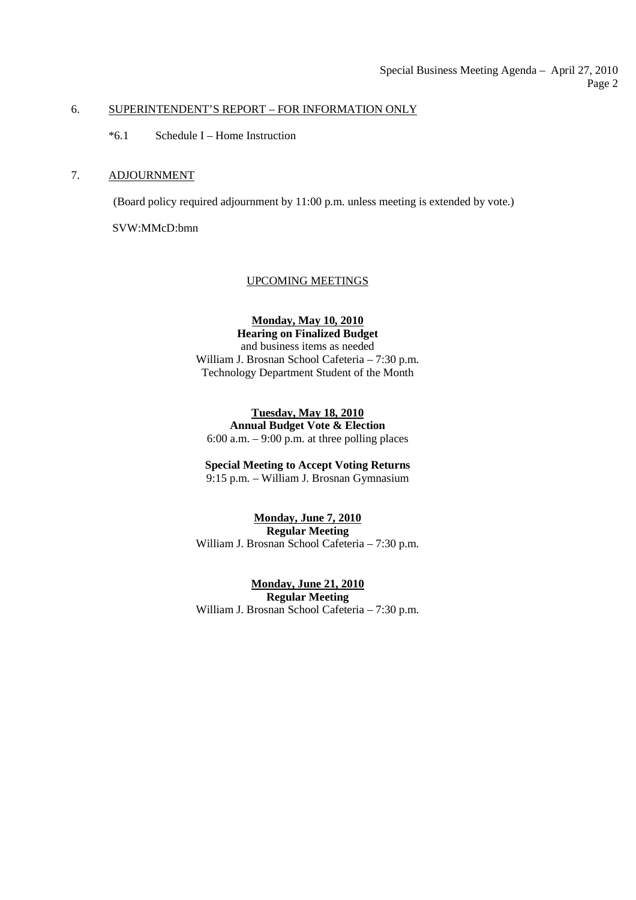6. SUPERINTENDENT'S REPORT – FOR INFORMATION ONLY

*6.1 Schedule I – Home Instruction

7. ADJOURNMENT

(Board policy required adjournment by 11:00 p.m. unless meeting is extended by vote.)

SVW:MMcD:bmn

## UPCOMING MEETINGS

**Monday, May 10, 2010**
**Hearing on Finalized Budget**
and business items as needed
William J. Brosnan School Cafeteria – 7:30 p.m.
Technology Department Student of the Month

**Tuesday, May 18, 2010**
**Annual Budget Vote & Election**
6:00 a.m. – 9:00 p.m. at three polling places

**Special Meeting to Accept Voting Returns**
9:15 p.m. – William J. Brosnan Gymnasium

**Monday, June 7, 2010**
**Regular Meeting**
William J. Brosnan School Cafeteria – 7:30 p.m.

**Monday, June 21, 2010**
**Regular Meeting**
William J. Brosnan School Cafeteria – 7:30 p.m.